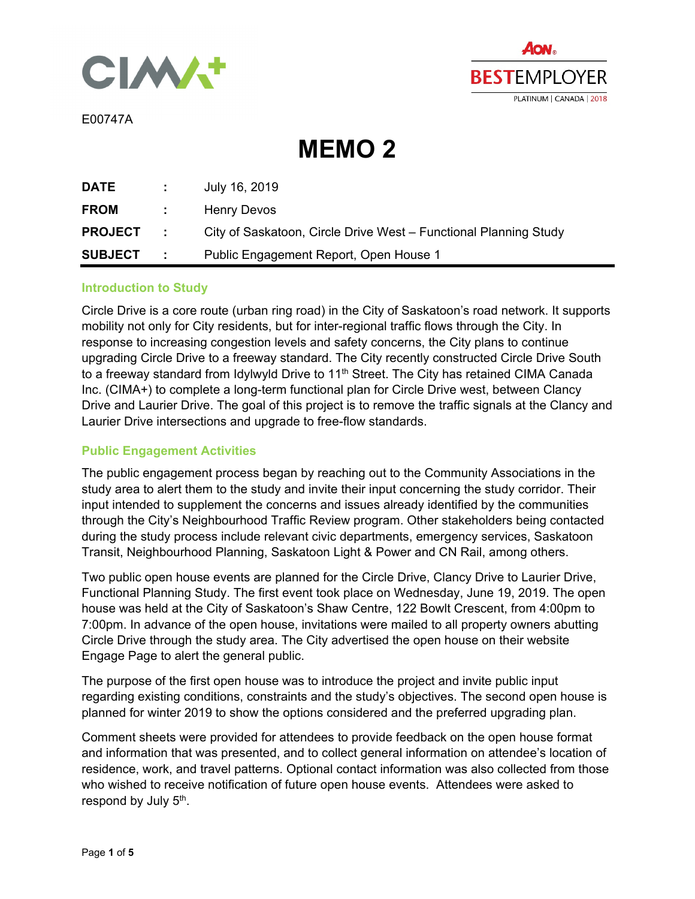E00747A

# MEMO 2

| | | |
|---|---|---|
| **DATE** | : | July 16, 2019 |
| **FROM** | : | Henry Devos |
| **PROJECT** | : | City of Saskatoon, Circle Drive West – Functional Planning Study |
| **SUBJECT** | : | Public Engagement Report, Open House 1 |

## Introduction to Study

Circle Drive is a core route (urban ring road) in the City of Saskatoon's road network. It supports mobility not only for City residents, but for inter-regional traffic flows through the City. In response to increasing congestion levels and safety concerns, the City plans to continue upgrading Circle Drive to a freeway standard. The City recently constructed Circle Drive South to a freeway standard from Idylwyld Drive to 11th Street. The City has retained CIMA Canada Inc. (CIMA+) to complete a long-term functional plan for Circle Drive west, between Clancy Drive and Laurier Drive. The goal of this project is to remove the traffic signals at the Clancy and Laurier Drive intersections and upgrade to free-flow standards.

## Public Engagement Activities

The public engagement process began by reaching out to the Community Associations in the study area to alert them to the study and invite their input concerning the study corridor. Their input intended to supplement the concerns and issues already identified by the communities through the City's Neighbourhood Traffic Review program. Other stakeholders being contacted during the study process include relevant civic departments, emergency services, Saskatoon Transit, Neighbourhood Planning, Saskatoon Light & Power and CN Rail, among others.

Two public open house events are planned for the Circle Drive, Clancy Drive to Laurier Drive, Functional Planning Study. The first event took place on Wednesday, June 19, 2019. The open house was held at the City of Saskatoon's Shaw Centre, 122 Bowlt Crescent, from 4:00pm to 7:00pm. In advance of the open house, invitations were mailed to all property owners abutting Circle Drive through the study area. The City advertised the open house on their website Engage Page to alert the general public.

The purpose of the first open house was to introduce the project and invite public input regarding existing conditions, constraints and the study's objectives. The second open house is planned for winter 2019 to show the options considered and the preferred upgrading plan.

Comment sheets were provided for attendees to provide feedback on the open house format and information that was presented, and to collect general information on attendee's location of residence, work, and travel patterns. Optional contact information was also collected from those who wished to receive notification of future open house events. Attendees were asked to respond by July 5th.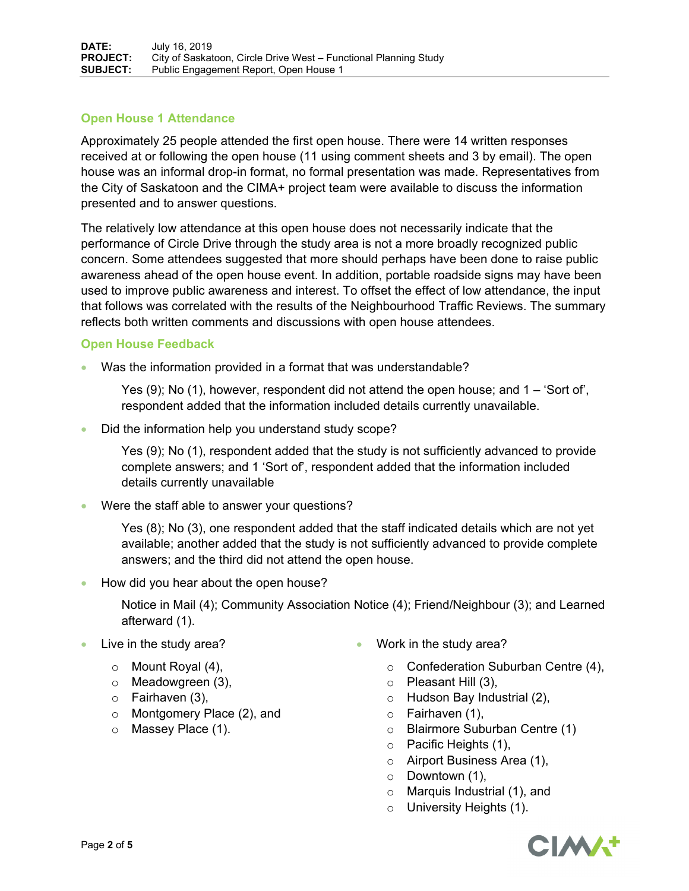## Open House 1 Attendance

Approximately 25 people attended the first open house. There were 14 written responses received at or following the open house (11 using comment sheets and 3 by email). The open house was an informal drop-in format, no formal presentation was made. Representatives from the City of Saskatoon and the CIMA+ project team were available to discuss the information presented and to answer questions.

The relatively low attendance at this open house does not necessarily indicate that the performance of Circle Drive through the study area is not a more broadly recognized public concern. Some attendees suggested that more should perhaps have been done to raise public awareness ahead of the open house event. In addition, portable roadside signs may have been used to improve public awareness and interest. To offset the effect of low attendance, the input that follows was correlated with the results of the Neighbourhood Traffic Reviews. The summary reflects both written comments and discussions with open house attendees.

## Open House Feedback

- Was the information provided in a format that was understandable?

  Yes (9); No (1), however, respondent did not attend the open house; and 1 – 'Sort of', respondent added that the information included details currently unavailable.

- Did the information help you understand study scope?

  Yes (9); No (1), respondent added that the study is not sufficiently advanced to provide complete answers; and 1 'Sort of', respondent added that the information included details currently unavailable

- Were the staff able to answer your questions?

  Yes (8); No (3), one respondent added that the staff indicated details which are not yet available; another added that the study is not sufficiently advanced to provide complete answers; and the third did not attend the open house.

- How did you hear about the open house?

  Notice in Mail (4); Community Association Notice (4); Friend/Neighbour (3); and Learned afterward (1).

- Live in the study area?
  - Mount Royal (4),
  - Meadowgreen (3),
  - Fairhaven (3),
  - Montgomery Place (2), and
  - Massey Place (1).

- Work in the study area?
  - Confederation Suburban Centre (4),
  - Pleasant Hill (3),
  - Hudson Bay Industrial (2),
  - Fairhaven (1),
  - Blairmore Suburban Centre (1)
  - Pacific Heights (1),
  - Airport Business Area (1),
  - Downtown (1),
  - Marquis Industrial (1), and
  - University Heights (1).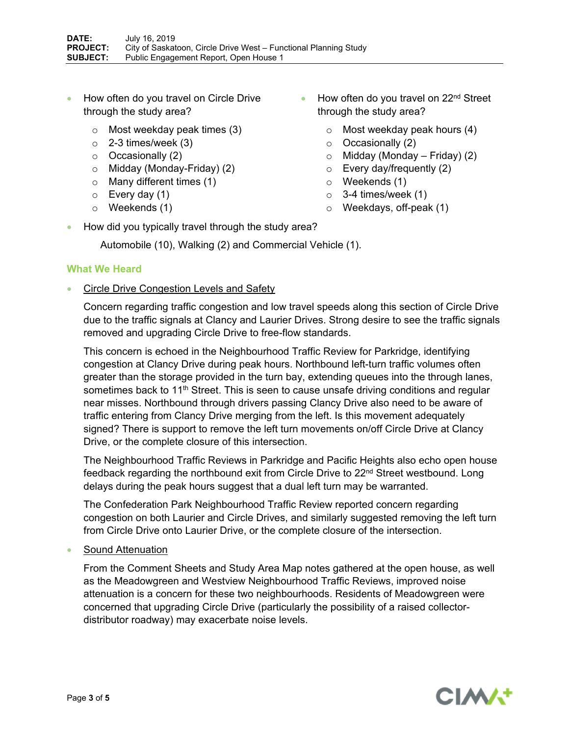- How often do you travel on Circle Drive through the study area?
  - Most weekday peak times (3)
  - 2-3 times/week (3)
  - Occasionally (2)
  - Midday (Monday-Friday) (2)
  - Many different times (1)
  - Every day (1)
  - Weekends (1)
- How often do you travel on 22nd Street through the study area?
  - Most weekday peak hours (4)
  - Occasionally (2)
  - Midday (Monday – Friday) (2)
  - Every day/frequently (2)
  - Weekends (1)
  - 3-4 times/week (1)
  - Weekdays, off-peak (1)
- How did you typically travel through the study area?

  Automobile (10), Walking (2) and Commercial Vehicle (1).

### What We Heard

- Circle Drive Congestion Levels and Safety

  Concern regarding traffic congestion and low travel speeds along this section of Circle Drive due to the traffic signals at Clancy and Laurier Drives. Strong desire to see the traffic signals removed and upgrading Circle Drive to free-flow standards.

  This concern is echoed in the Neighbourhood Traffic Review for Parkridge, identifying congestion at Clancy Drive during peak hours. Northbound left-turn traffic volumes often greater than the storage provided in the turn bay, extending queues into the through lanes, sometimes back to 11th Street. This is seen to cause unsafe driving conditions and regular near misses. Northbound through drivers passing Clancy Drive also need to be aware of traffic entering from Clancy Drive merging from the left. Is this movement adequately signed? There is support to remove the left turn movements on/off Circle Drive at Clancy Drive, or the complete closure of this intersection.

  The Neighbourhood Traffic Reviews in Parkridge and Pacific Heights also echo open house feedback regarding the northbound exit from Circle Drive to 22nd Street westbound. Long delays during the peak hours suggest that a dual left turn may be warranted.

  The Confederation Park Neighbourhood Traffic Review reported concern regarding congestion on both Laurier and Circle Drives, and similarly suggested removing the left turn from Circle Drive onto Laurier Drive, or the complete closure of the intersection.

- Sound Attenuation

  From the Comment Sheets and Study Area Map notes gathered at the open house, as well as the Meadowgreen and Westview Neighbourhood Traffic Reviews, improved noise attenuation is a concern for these two neighbourhoods. Residents of Meadowgreen were concerned that upgrading Circle Drive (particularly the possibility of a raised collector-distributor roadway) may exacerbate noise levels.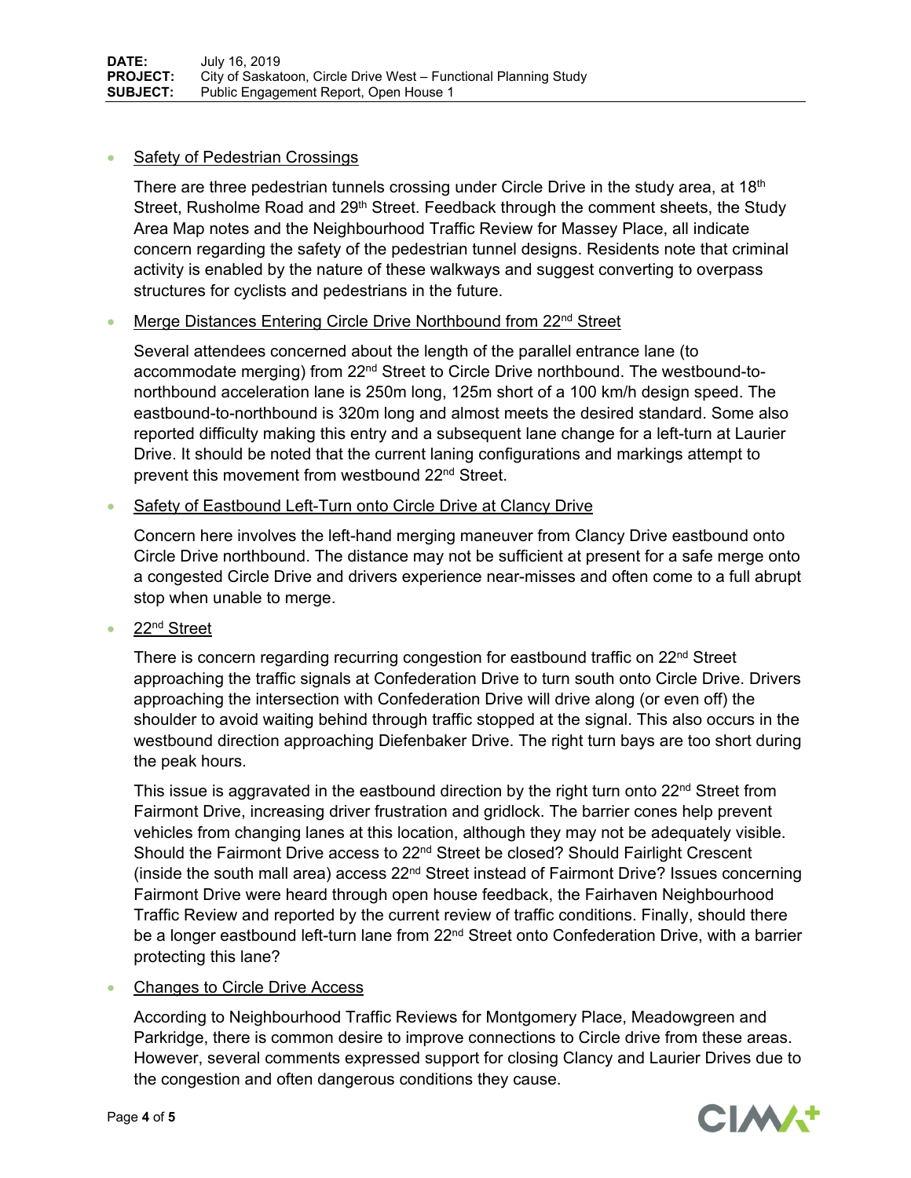- Safety of Pedestrian Crossings

  There are three pedestrian tunnels crossing under Circle Drive in the study area, at 18th Street, Rusholme Road and 29th Street. Feedback through the comment sheets, the Study Area Map notes and the Neighbourhood Traffic Review for Massey Place, all indicate concern regarding the safety of the pedestrian tunnel designs. Residents note that criminal activity is enabled by the nature of these walkways and suggest converting to overpass structures for cyclists and pedestrians in the future.

- Merge Distances Entering Circle Drive Northbound from 22nd Street

  Several attendees concerned about the length of the parallel entrance lane (to accommodate merging) from 22nd Street to Circle Drive northbound. The westbound-to-northbound acceleration lane is 250m long, 125m short of a 100 km/h design speed. The eastbound-to-northbound is 320m long and almost meets the desired standard. Some also reported difficulty making this entry and a subsequent lane change for a left-turn at Laurier Drive. It should be noted that the current laning configurations and markings attempt to prevent this movement from westbound 22nd Street.

- Safety of Eastbound Left-Turn onto Circle Drive at Clancy Drive

  Concern here involves the left-hand merging maneuver from Clancy Drive eastbound onto Circle Drive northbound. The distance may not be sufficient at present for a safe merge onto a congested Circle Drive and drivers experience near-misses and often come to a full abrupt stop when unable to merge.

- 22nd Street

  There is concern regarding recurring congestion for eastbound traffic on 22nd Street approaching the traffic signals at Confederation Drive to turn south onto Circle Drive. Drivers approaching the intersection with Confederation Drive will drive along (or even off) the shoulder to avoid waiting behind through traffic stopped at the signal. This also occurs in the westbound direction approaching Diefenbaker Drive. The right turn bays are too short during the peak hours.

  This issue is aggravated in the eastbound direction by the right turn onto 22nd Street from Fairmont Drive, increasing driver frustration and gridlock. The barrier cones help prevent vehicles from changing lanes at this location, although they may not be adequately visible. Should the Fairmont Drive access to 22nd Street be closed? Should Fairlight Crescent (inside the south mall area) access 22nd Street instead of Fairmont Drive? Issues concerning Fairmont Drive were heard through open house feedback, the Fairhaven Neighbourhood Traffic Review and reported by the current review of traffic conditions. Finally, should there be a longer eastbound left-turn lane from 22nd Street onto Confederation Drive, with a barrier protecting this lane?

- Changes to Circle Drive Access

  According to Neighbourhood Traffic Reviews for Montgomery Place, Meadowgreen and Parkridge, there is common desire to improve connections to Circle drive from these areas. However, several comments expressed support for closing Clancy and Laurier Drives due to the congestion and often dangerous conditions they cause.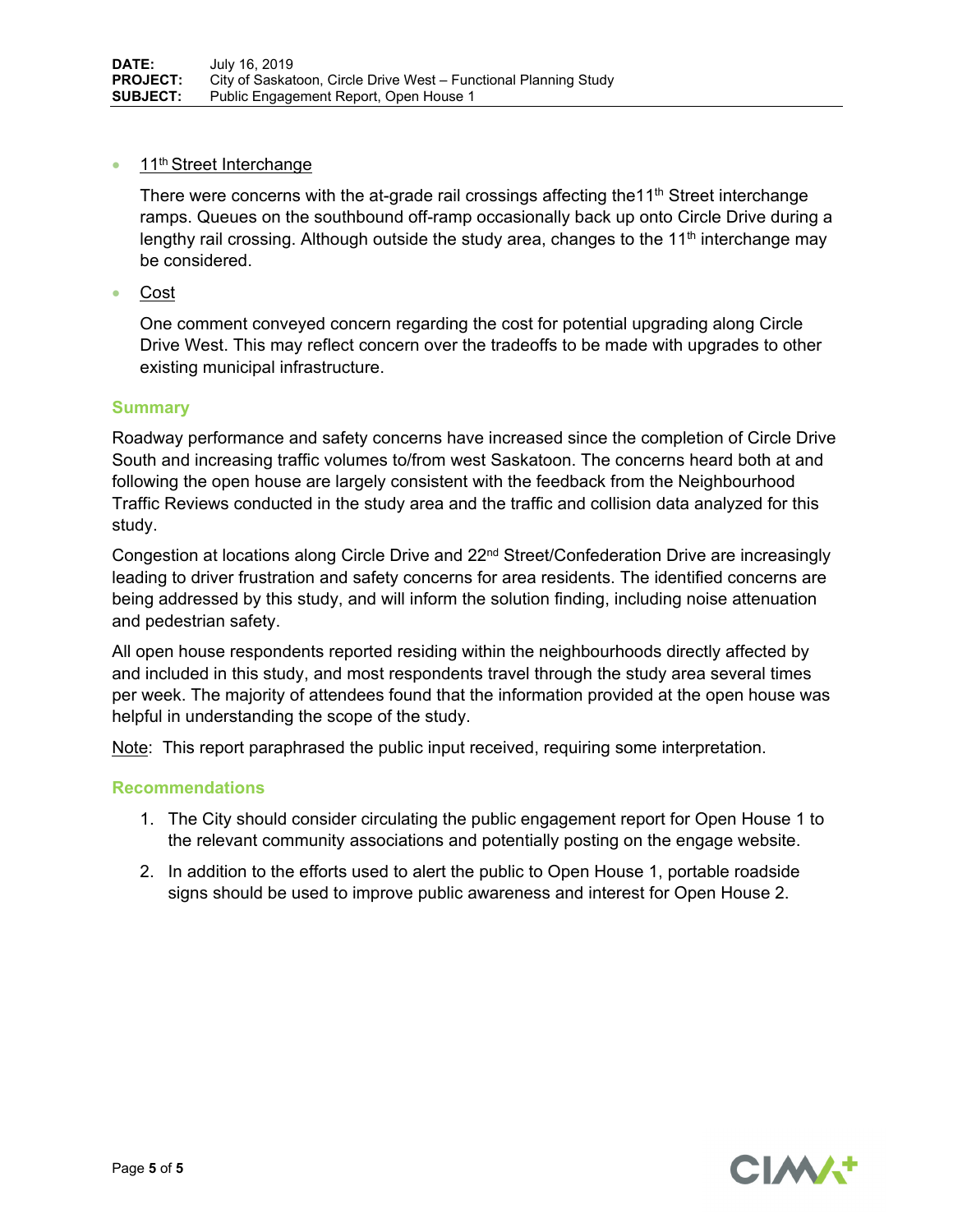- 11th Street Interchange

  There were concerns with the at-grade rail crossings affecting the11th Street interchange ramps. Queues on the southbound off-ramp occasionally back up onto Circle Drive during a lengthy rail crossing. Although outside the study area, changes to the 11th interchange may be considered.

- Cost

  One comment conveyed concern regarding the cost for potential upgrading along Circle Drive West. This may reflect concern over the tradeoffs to be made with upgrades to other existing municipal infrastructure.

### Summary

Roadway performance and safety concerns have increased since the completion of Circle Drive South and increasing traffic volumes to/from west Saskatoon. The concerns heard both at and following the open house are largely consistent with the feedback from the Neighbourhood Traffic Reviews conducted in the study area and the traffic and collision data analyzed for this study.

Congestion at locations along Circle Drive and 22nd Street/Confederation Drive are increasingly leading to driver frustration and safety concerns for area residents. The identified concerns are being addressed by this study, and will inform the solution finding, including noise attenuation and pedestrian safety.

All open house respondents reported residing within the neighbourhoods directly affected by and included in this study, and most respondents travel through the study area several times per week. The majority of attendees found that the information provided at the open house was helpful in understanding the scope of the study.

Note: This report paraphrased the public input received, requiring some interpretation.

### Recommendations

1. The City should consider circulating the public engagement report for Open House 1 to the relevant community associations and potentially posting on the engage website.
2. In addition to the efforts used to alert the public to Open House 1, portable roadside signs should be used to improve public awareness and interest for Open House 2.